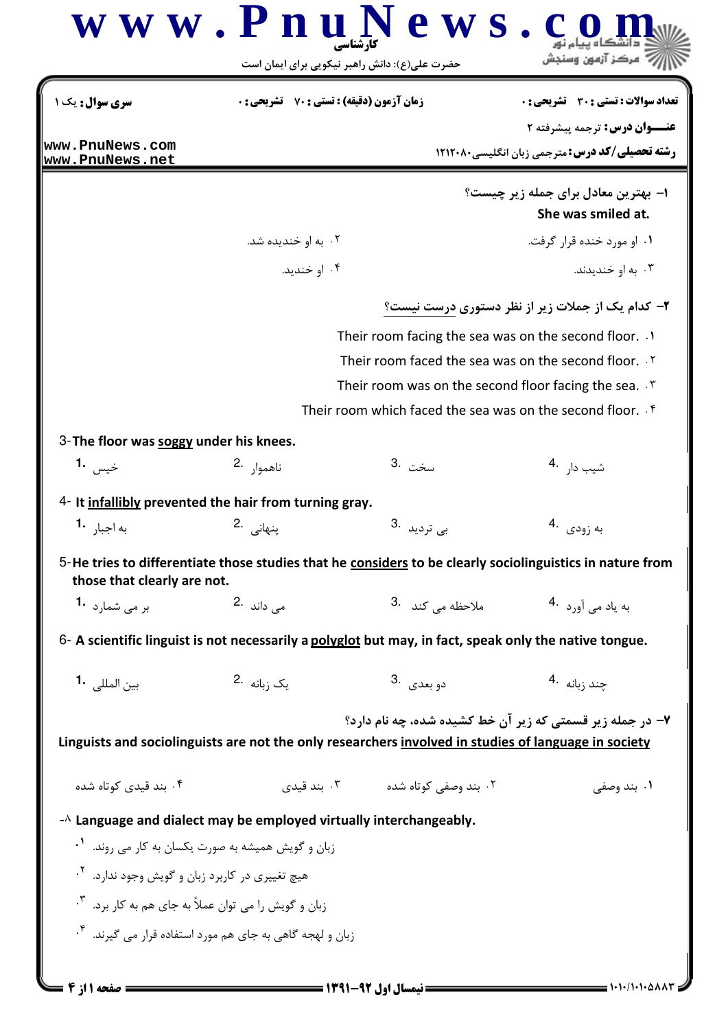**سری سوال:** یک ۱

**زمان آزمون (دقیقه) : تستی : ۷۰ تشریحی : ۰**

**تعداد سوالات : تستی : ۳۰ تشریحی : ۰**

**عنـــوان درس:** ترجمه پیشرفته ۲

**رشته تحصیلی/کد درس:** مترجمی زبان انگلیسی۱۲۱۲۰۸۰

۱- بهترین معادل برای جمله زیر چیست؟

**She was smiled at.**

۱. او مورد خنده قرار گرفت.

۲. به او خندیده شد.

۳. به او خندیدند.

۴. او خندید.

۲- کدام یک از جملات زیر از نظر دستوری درست نیست؟

۱. Their room facing the sea was on the second floor.

۲. Their room faced the sea was on the second floor.

۳. Their room was on the second floor facing the sea.

۴. Their room which faced the sea was on the second floor.

3- **The floor was soggy under his knees.**

1. خیس
2. ناهموار
3. سخت
4. شیب دار

4- **It infallibly prevented the hair from turning gray.**

1. به اجبار
2. پنهانی
3. بی تردید
4. به زودی

5- **He tries to differentiate those studies that he considers to be clearly sociolinguistics in nature from those that clearly are not.**

1. بر می شمارد
2. می داند
3. ملاحظه می کند
4. به یاد می آورد

6- **A scientific linguist is not necessarily a polyglot but may, in fact, speak only the native tongue.**

1. بین المللی
2. یک زبانه
3. دو بعدی
4. چند زبانه

۷- در جمله زیر قسمتی که زیر آن خط کشیده شده، چه نام دارد؟

**Linguists and sociolinguists are not the only researchers involved in studies of language in society**

۱. بند وصفی

۲. بند وصفی کوتاه شده

۳. بند قیدی

۴. بند قیدی کوتاه شده

۸- **Language and dialect may be employed virtually interchangeably.**

۱. زبان و گویش همیشه به صورت یکسان به کار می روند.

۲. هیچ تغییری در کاربرد زبان و گویش وجود ندارد.

۳. زبان و گویش را می توان عملاً به جای هم به کار برد.

۴. زبان و لهجه گاهی به جای هم مورد استفاده قرار می گیرند.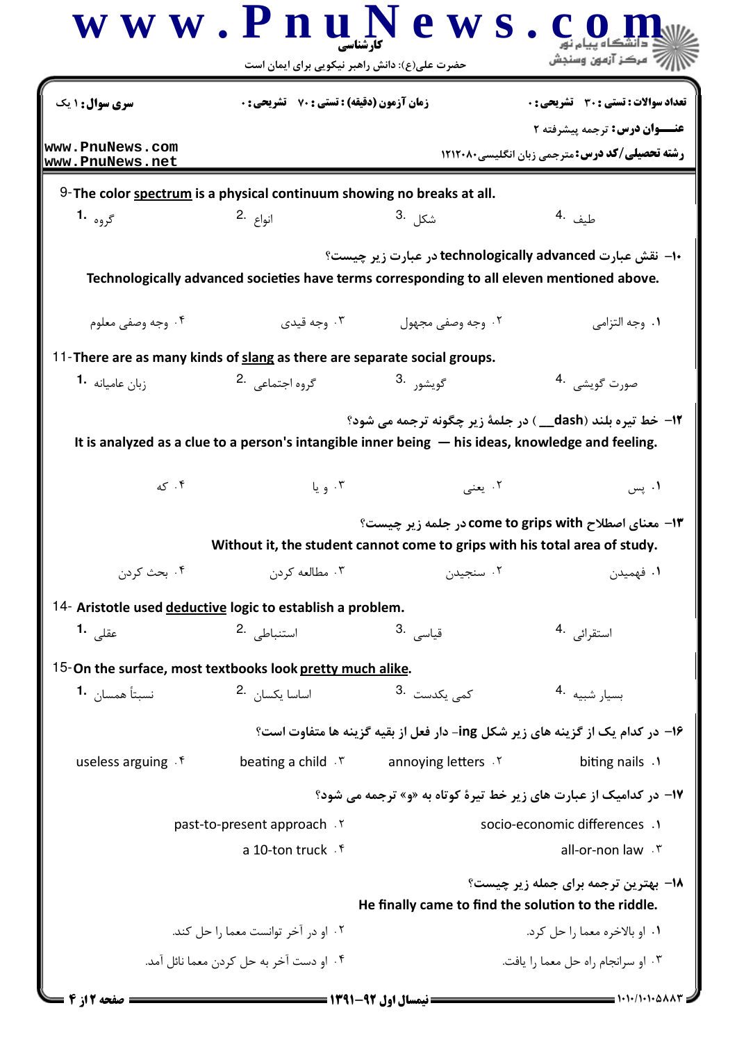سری سوال: ۱ یک | زمان آزمون (دقیقه) : تستی : ۷۰ تشریحی : ۰ | تعداد سوالات : تستی : ۳۰ تشریحی : ۰

**عنـــوان درس:** ترجمه پیشرفته ۲

**رشته تحصیلی/کد درس:** مترجمی زبان انگلیسی ۱۲۱۲۰۸۰

9- The color spectrum is a physical continuum showing no breaks at all.

1. گروه
2. انواع
3. شکل
4. طیف

۱۰- نقش عبارت technologically advanced در عبارت زیر چیست؟

Technologically advanced societies have terms corresponding to all eleven mentioned above.

۱. وجه التزامی
۲. وجه وصفی مجهول
۳. وجه قیدی
۴. وجه وصفی معلوم

11- There are as many kinds of slang as there are separate social groups.

1. زبان عامیانه
2. گروه اجتماعی
3. گویشور
4. صورت گویشی

۱۲- خط تیره بلند (dash___ ) در جلمهٔ زیر چگونه ترجمه می شود؟

It is analyzed as a clue to a person's intangible inner being — his ideas, knowledge and feeling.

۱. پس
۲. یعنی
۳. و یا
۴. که

۱۳- معنای اصطلاح come to grips with در جلمه زیر چیست؟

Without it, the student cannot come to grips with his total area of study.

۱. فهمیدن
۲. سنجیدن
۳. مطالعه کردن
۴. بحث کردن

14- Aristotle used deductive logic to establish a problem.

1. عقلی
2. استنباطی
3. قیاسی
4. استقرائی

15- On the surface, most textbooks look pretty much alike.

1. نسبتاً همسان
2. اساسا یکسان
3. کمی یکدست
4. بسیار شبیه

۱۶- در کدام یک از گزینه های زیر شکل ing- دار فعل از بقیه گزینه ها متفاوت است؟

۱. biting nails
۲. annoying letters
۳. beating a child
۴. useless arguing

۱۷- در کدامیک از عبارت های زیر خط تیرهٔ کوتاه به «و» ترجمه می شود؟

۱. socio-economic differences
۲. past-to-present approach
۳. all-or-non law
۴. a 10-ton truck

۱۸- بهترین ترجمه برای جمله زیر چیست؟

He finally came to find the solution to the riddle.

۱. او بالاخره معما را حل کرد.
۲. او در آخر توانست معما را حل کند.
۳. او سرانجام راه حل معما را یافت.
۴. او دست آخر به حل کردن معما نائل آمد.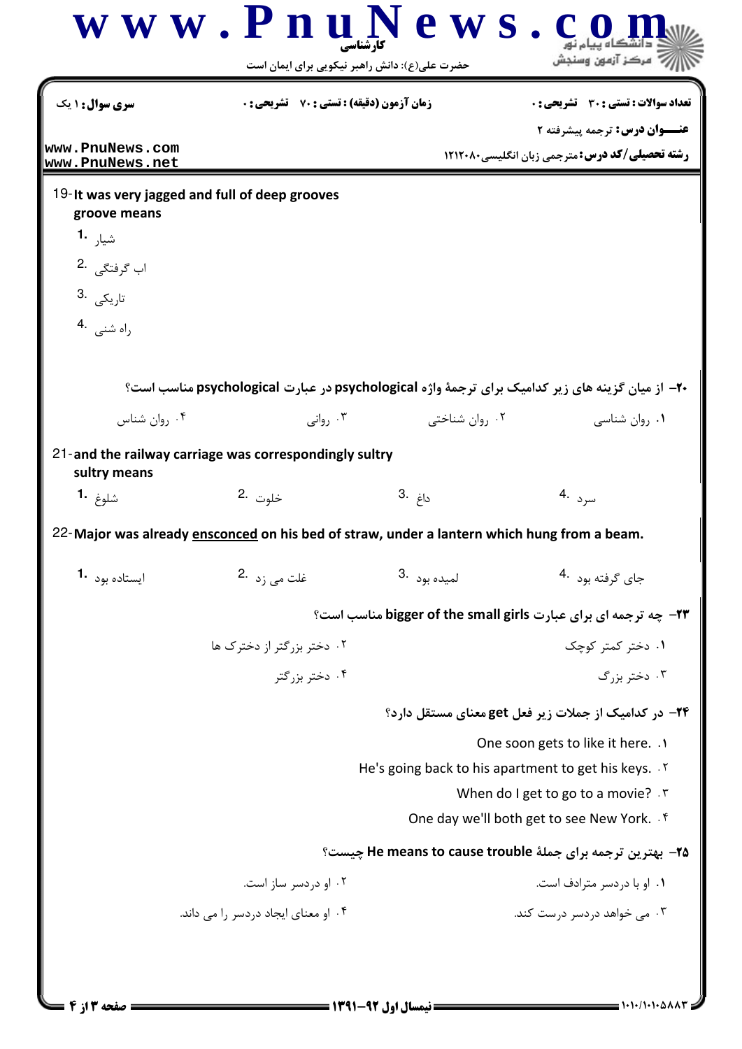19-It was very jagged and full of deep grooves
groove means

1. شیار
2. اب گرفتگی
3. تاریکی
4. راه شنی

۲۰- از میان گزینه های زیر کدامیک برای ترجمهٔ واژه psychological در عبارت psychological مناسب است؟

۱. روان شناسی
۲. روان شناختی
۳. روانی
۴. روان شناس

21-and the railway carriage was correspondingly sultry
sultry means

1. شلوغ
2. خلوت
3. داغ
4. سرد

22-Major was already ensconced on his bed of straw, under a lantern which hung from a beam.

1. ایستاده بود
2. غلت می زد
3. لمیده بود
4. جای گرفته بود

۲۳- چه ترجمه ای برای عبارت bigger of the small girls مناسب است؟

۱. دختر کمتر کوچک
۲. دختر بزرگتر از دخترک ها
۳. دختر بزرگ
۴. دختر بزرگتر

۲۴- در کدامیک از جملات زیر فعل get معنای مستقل دارد؟

۱. One soon gets to like it here.
۲. He's going back to his apartment to get his keys.
۳. When do I get to go to a movie?
۴. One day we'll both get to see New York.

۲۵- بهترین ترجمه برای جملهٔ He means to cause trouble چیست؟

۱. او با دردسر مترادف است.
۲. او دردسر ساز است.
۳. می خواهد دردسر درست کند.
۴. او معنای ایجاد دردسر را می داند.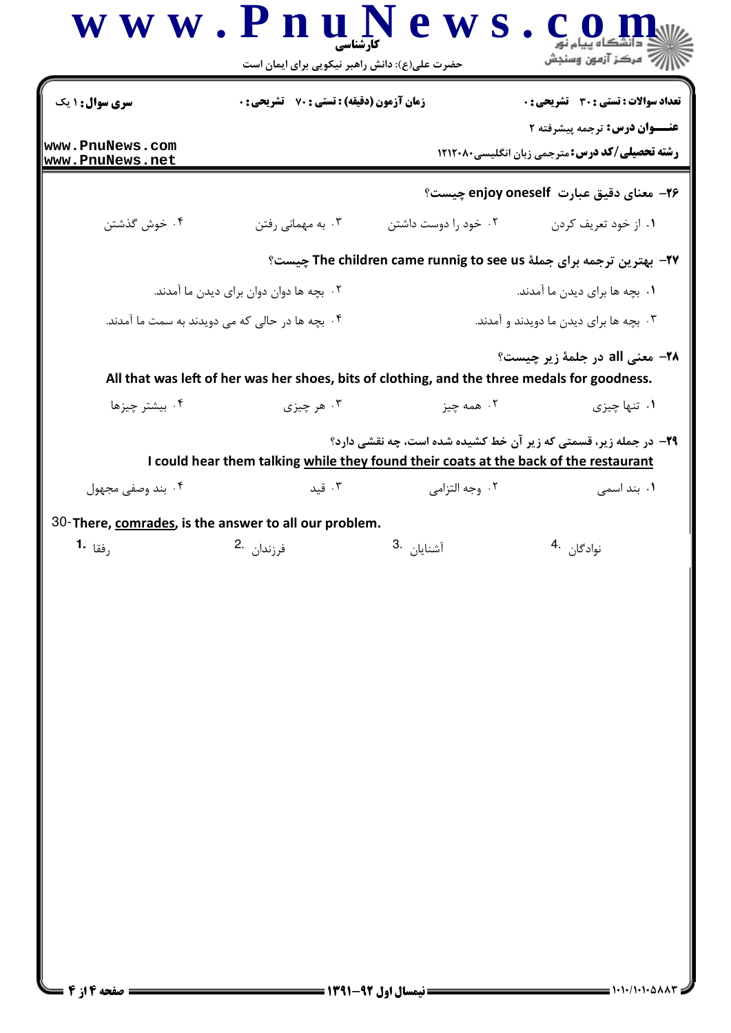**سری سؤال:** ۱ یک | **زمان آزمون (دقیقه) : تستی :** ۷۰ **تشریحی :** ۰ | **تعداد سوالات : تستی :** ۳۰ **تشریحی :** ۰

**عنـــوان درس:** ترجمه پیشرفته ۲

**رشته تحصیلی/کد درس:** مترجمی زبان انگلیسی۱۲۱۲۰۸۰

www.PnuNews.com
www.PnuNews.net

**۲۶- معنای دقیق عبارت enjoy oneself چیست؟**

۱. از خود تعریف کردن
۲. خود را دوست داشتن
۳. به مهمانی رفتن
۴. خوش گذشتن

**۲۷- بهترین ترجمه برای جملهٔ The children came runnig to see us چیست؟**

۱. بچه ها برای دیدن ما آمدند.
۲. بچه ها دوان دوان برای دیدن ما آمدند.
۳. بچه ها برای دیدن ما دویدند و آمدند.
۴. بچه ها در حالی که می دویدند به سمت ما آمدند.

**۲۸- معنی all در جملهٔ زیر چیست؟**

**All that was left of her was her shoes, bits of clothing, and the three medals for goodness.**

۱. تنها چیزی
۲. همه چیز
۳. هر چیزی
۴. بیشتر چیزها

**۲۹- در جمله زیر، قسمتی که زیر آن خط کشیده شده است، چه نقشی دارد؟**

**I could hear them talking <u>while they found their coats at the back of the restaurant</u>**

۱. بند اسمی
۲. وجه التزامی
۳. قید
۴. بند وصفی مجهول

**30-There, <u>comrades</u>, is the answer to all our problem.**

1. رفقا
2. فرزندان
3. آشنایان
4. نوادگان